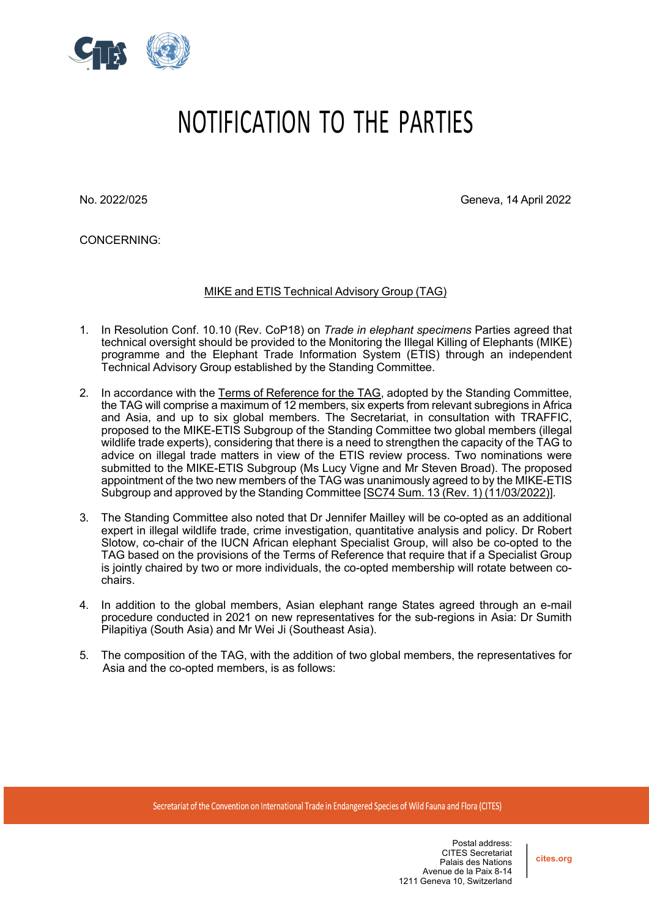# NOTIFICATION TO THE PARTIES

No. 2022/025

Geneva, 14 April 2022

CONCERNING:

## MIKE and ETIS Technical Advisory Group (TAG)

1. In Resolution Conf. 10.10 (Rev. CoP18) on *Trade in elephant specimens* Parties agreed that technical oversight should be provided to the Monitoring the Illegal Killing of Elephants (MIKE) programme and the Elephant Trade Information System (ETIS) through an independent Technical Advisory Group established by the Standing Committee.

2. In accordance with the Terms of Reference for the TAG, adopted by the Standing Committee, the TAG will comprise a maximum of 12 members, six experts from relevant subregions in Africa and Asia, and up to six global members. The Secretariat, in consultation with TRAFFIC, proposed to the MIKE-ETIS Subgroup of the Standing Committee two global members (illegal wildlife trade experts), considering that there is a need to strengthen the capacity of the TAG to advice on illegal trade matters in view of the ETIS review process. Two nominations were submitted to the MIKE-ETIS Subgroup (Ms Lucy Vigne and Mr Steven Broad). The proposed appointment of the two new members of the TAG was unanimously agreed to by the MIKE-ETIS Subgroup and approved by the Standing Committee [SC74 Sum. 13 (Rev. 1) (11/03/2022)].

3. The Standing Committee also noted that Dr Jennifer Mailley will be co-opted as an additional expert in illegal wildlife trade, crime investigation, quantitative analysis and policy. Dr Robert Slotow, co-chair of the IUCN African elephant Specialist Group, will also be co-opted to the TAG based on the provisions of the Terms of Reference that require that if a Specialist Group is jointly chaired by two or more individuals, the co-opted membership will rotate between co-chairs.

4. In addition to the global members, Asian elephant range States agreed through an e-mail procedure conducted in 2021 on new representatives for the sub-regions in Asia: Dr Sumith Pilapitiya (South Asia) and Mr Wei Ji (Southeast Asia).

5. The composition of the TAG, with the addition of two global members, the representatives for Asia and the co-opted members, is as follows: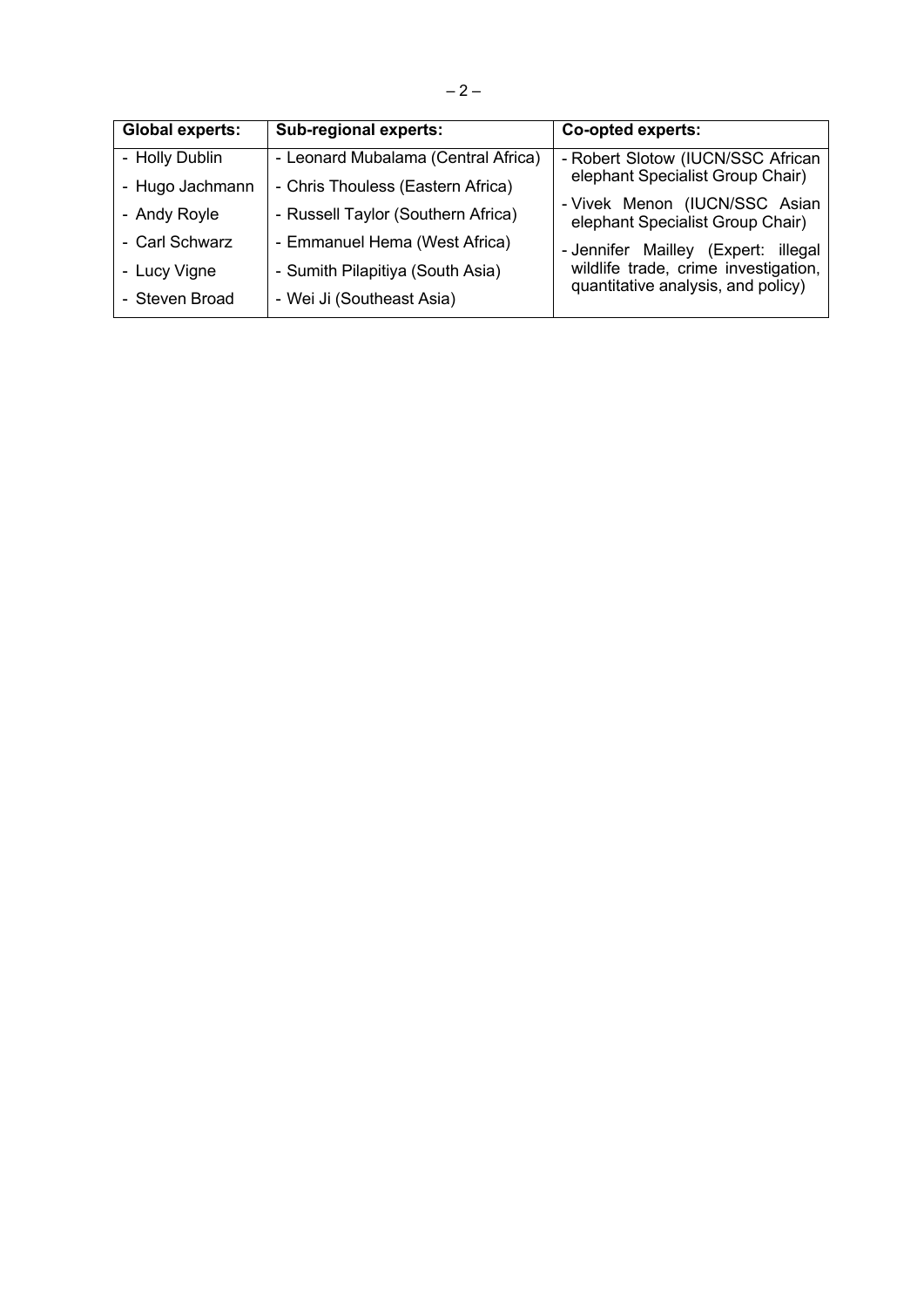| Global experts: | Sub-regional experts: | Co-opted experts: |
|---|---|---|
| - Holly Dublin | - Leonard Mubalama (Central Africa) | - Robert Slotow (IUCN/SSC African elephant Specialist Group Chair) |
| - Hugo Jachmann | - Chris Thouless (Eastern Africa) | |
| - Andy Royle | - Russell Taylor (Southern Africa) | - Vivek Menon (IUCN/SSC Asian elephant Specialist Group Chair) |
| - Carl Schwarz | - Emmanuel Hema (West Africa) | - Jennifer Mailley (Expert: illegal wildlife trade, crime investigation, quantitative analysis, and policy) |
| - Lucy Vigne | - Sumith Pilapitiya (South Asia) | |
| - Steven Broad | - Wei Ji (Southeast Asia) | |